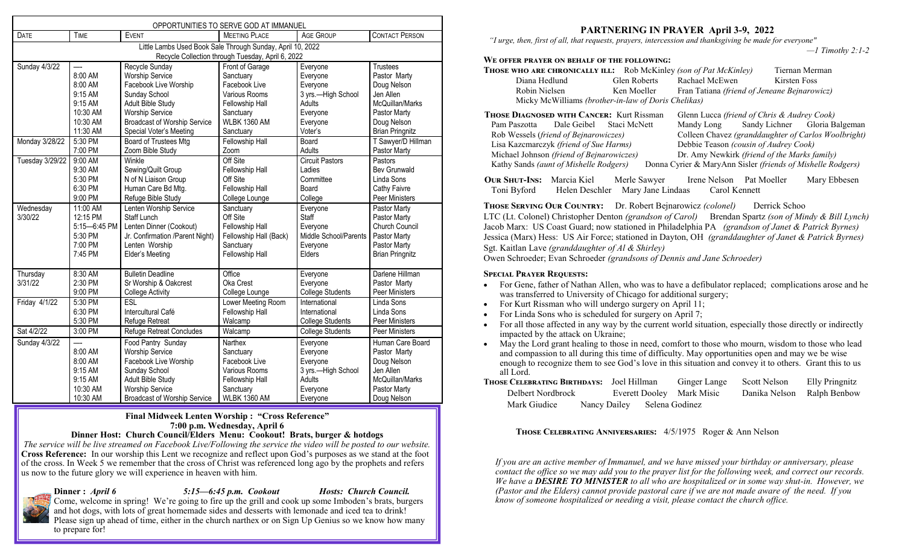# OPPORTUNITIES TO SERVE GOD AT IMMANUEL

| DATE | TIME | EVENT | MEETING PLACE | AGE GROUP | CONTACT PERSON |
|---|---|---|---|---|---|
| Little Lambs Used Book Sale Through Sunday, April 10, 2022 | | | | | |
| Recycle Collection through Tuesday, April 6, 2022 | | | | | |
| Sunday 4/3/22 | — | Recycle Sunday | Front of Garage | Everyone | Trustees |
| | 8:00 AM | Worship Service | Sanctuary | Everyone | Pastor Marty |
| | 8:00 AM | Facebook Live Worship | Facebook Live | Everyone | Doug Nelson |
| | 9:15 AM | Sunday School | Various Rooms | 3 yrs.—High School | Jen Allen |
| | 9:15 AM | Adult Bible Study | Fellowship Hall | Adults | McQuillan/Marks |
| | 10:30 AM | Worship Service | Sanctuary | Everyone | Pastor Marty |
| | 10:30 AM | Broadcast of Worship Service | WLBK 1360 AM | Everyone | Doug Nelson |
| | 11:30 AM | Special Voter's Meeting | Sanctuary | Voter's | Brian Pringnitz |
| Monday 3/28/22 | 5:30 PM | Board of Trustees Mtg | Fellowship Hall | Board | T Sawyer/D Hillman |
| | 7:00 PM | Zoom Bible Study | Zoom | Adults | Pastor Marty |
| Tuesday 3/29/22 | 9:00 AM | Winkle | Off Site | Circuit Pastors | Pastors |
| | 9:30 AM | Sewing/Quilt Group | Fellowship Hall | Ladies | Bev Grunwald |
| | 5:30 PM | N of N Liaison Group | Off Site | Committee | Linda Sons |
| | 6:30 PM | Human Care Bd Mtg. | Fellowship Hall | Board | Cathy Faivre |
| | 9:00 PM | Refuge Bible Study | College Lounge | College | Peer Ministers |
| Wednesday 3/30/22 | 11:00 AM | Lenten Worship Service | Sanctuary | Everyone | Pastor Marty |
| | 12:15 PM | Staff Lunch | Off Site | Staff | Pastor Marty |
| | 5:15—6:45 PM | Lenten Dinner (Cookout) | Fellowship Hall | Everyone | Church Council |
| | 5:30 PM | Jr. Confirmation /Parent Night) | Fellowship Hall (Back) | Middle School/Parents | Pastor Marty |
| | 7:00 PM | Lenten Worship | Sanctuary | Everyone | Pastor Marty |
| | 7:45 PM | Elder's Meeting | Fellowship Hall | Elders | Brian Pringnitz |
| Thursday 3/31/22 | 8:30 AM | Bulletin Deadline | Office | Everyone | Darlene Hillman |
| | 2:30 PM | Sr Worship & Oakcrest | Oka Crest | Everyone | Pastor Marty |
| | 9:00 PM | College Activity | College Lounge | College Students | Peer Ministers |
| Friday 4/1/22 | 5:30 PM | ESL | Lower Meeting Room | International | Linda Sons |
| | 6:30 PM | Intercultural Café | Fellowship Hall | International | Linda Sons |
| | 5:30 PM | Refuge Retreat | Walcamp | College Students | Peer Ministers |
| Sat 4/2/22 | 3:00 PM | Refuge Retreat Concludes | Walcamp | College Students | Peer Ministers |
| Sunday 4/3/22 | — | Food Pantry Sunday | Narthex | Everyone | Human Care Board |
| | 8:00 AM | Worship Service | Sanctuary | Everyone | Pastor Marty |
| | 8:00 AM | Facebook Live Worship | Facebook Live | Everyone | Doug Nelson |
| | 9:15 AM | Sunday School | Various Rooms | 3 yrs.—High School | Jen Allen |
| | 9:15 AM | Adult Bible Study | Fellowship Hall | Adults | McQuillan/Marks |
| | 10:30 AM | Worship Service | Sanctuary | Everyone | Pastor Marty |
| | 10:30 AM | Broadcast of Worship Service | WLBK 1360 AM | Everyone | Doug Nelson |

**Final Midweek Lenten Worship : "Cross Reference"**
**7:00 p.m. Wednesday, April 6**
**Dinner Host: Church Council/Elders Menu: Cookout! Brats, burger & hotdogs**

*The service will be live streamed on Facebook Live/Following the service the video will be posted to our website.*
**Cross Reference:** In our worship this Lent we recognize and reflect upon God's purposes as we stand at the foot of the cross. In Week 5 we remember that the cross of Christ was referenced long ago by the prophets and refers us now to the future glory we will experience in heaven with him.

**Dinner :** ***April 6*** ***5:15—6:45 p.m. Cookout*** ***Hosts: Church Council.***
Come, welcome in spring! We're going to fire up the grill and cook up some Imboden's brats, burgers and hot dogs, with lots of great homemade sides and desserts with lemonade and iced tea to drink! Please sign up ahead of time, either in the church narthex or on Sign Up Genius so we know how many to prepare for!

## PARTNERING IN PRAYER April 3-9, 2022

*"I urge, then, first of all, that requests, prayers, intercession and thanksgiving be made for everyone"*
*—1 Timothy 2:1-2*

**WE OFFER PRAYER ON BEHALF OF THE FOLLOWING:**

**THOSE WHO ARE CHRONICALLY ILL:** Rob McKinley *(son of Pat McKinley)* Tiernan Merman
Diana Hedlund Glen Roberts Rachael McEwen Kirsten Foss
Robin Nielsen Ken Moeller Fran Tatiana *(friend of Jeneane Bejnarowicz)*
Micky McWilliams *(brother-in-law of Doris Chelikas)*

**THOSE DIAGNOSED WITH CANCER:** Kurt Rissman Glenn Lucca *(friend of Chris & Audrey Cook)*
Pam Paszotta Dale Geibel Staci McNett Mandy Long Sandy Lichner Gloria Balgeman
Rob Wessels *(friend of Bejnarowiczes)* Colleen Chavez *(granddaughter of Carlos Woolbright)*
Lisa Kazcmarczyk *(friend of Sue Harms)* Debbie Teason *(cousin of Audrey Cook)*
Michael Johnson *(friend of Bejnarowiczes)* Dr. Amy Newkirk *(friend of the Marks family)*
Kathy Sands *(aunt of Mishelle Rodgers)* Donna Cyrier & MaryAnn Sisler *(friends of Mishelle Rodgers)*

**OUR SHUT-INS:** Marcia Kiel Merle Sawyer Irene Nelson Pat Moeller Mary Ebbesen
Toni Byford Helen Deschler Mary Jane Lindaas Carol Kennett

**THOSE SERVING OUR COUNTRY:** Dr. Robert Bejnarowicz *(colonel)* Derrick Schoo
LTC (Lt. Colonel) Christopher Denton *(grandson of Carol)* Brendan Spartz *(son of Mindy & Bill Lynch)*
Jacob Marx: US Coast Guard; now stationed in Philadelphia PA *(grandson of Janet & Patrick Byrnes)*
Jessica (Marx) Hess: US Air Force; stationed in Dayton, OH *(granddaughter of Janet & Patrick Byrnes)*
Sgt. Kaitlan Lave *(granddaughter of Al & Shirley)*
Owen Schroeder; Evan Schroeder *(grandsons of Dennis and Jane Schroeder)*

**SPECIAL PRAYER REQUESTS:**

- For Gene, father of Nathan Allen, who was to have a defibulator replaced; complications arose and he was transferred to University of Chicago for additional surgery;
- For Kurt Rissman who will undergo surgery on April 11;
- For Linda Sons who is scheduled for surgery on April 7;
- For all those affected in any way by the current world situation, especially those directly or indirectly impacted by the attack on Ukraine;
- May the Lord grant healing to those in need, comfort to those who mourn, wisdom to those who lead and compassion to all during this time of difficulty. May opportunities open and may we be wise enough to recognize them to see God's love in this situation and convey it to others. Grant this to us all Lord.

**THOSE CELEBRATING BIRTHDAYS:** Joel Hillman Ginger Lange Scott Nelson Elly Pringnitz
Delbert Nordbrock Everett Dooley Mark Misic Danika Nelson Ralph Benbow
Mark Giudice Nancy Dailey Selena Godinez

**THOSE CELEBRATING ANNIVERSARIES:** 4/5/1975 Roger & Ann Nelson

*If you are an active member of Immanuel, and we have missed your birthday or anniversary, please contact the office so we may add you to the prayer list for the following week, and correct our records. We have a **DESIRE TO MINISTER** to all who are hospitalized or in some way shut-in. However, we (Pastor and the Elders) cannot provide pastoral care if we are not made aware of the need. If you know of someone hospitalized or needing a visit, please contact the church office.*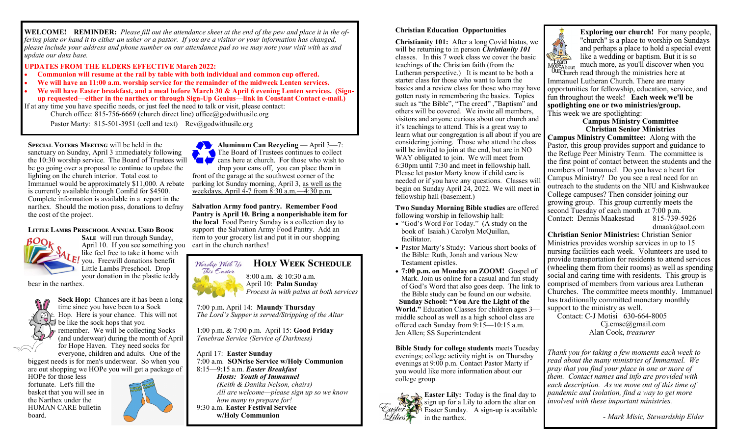**WELCOME! REMINDER:** *Please fill out the attendance sheet at the end of the pew and place it in the offering plate or hand it to either an usher or a pastor. If you are a visitor or your information has changed, please include your address and phone number on our attendance pad so we may note your visit with us and update our data base.*

**UPDATES FROM THE ELDERS EFFECTIVE March 2022:**

- **Communion will resume at the rail by table with both individual and common cup offered.**
- **We will have an 11:00 a.m. worship service for the remainder of the midweek Lenten services.**
- **We will have Easter breakfast, and a meal before March 30 & April 6 evening Lenten services. (Sign-up requested—either in the narthex or through Sign-Up Genius—link in Constant Contact e-mail.)**

If at any time you have specific needs, or just feel the need to talk or visit, please contact:

Church office: 815-756-6669 (church direct line) office@godwithusilc.org

Pastor Marty: 815-501-3951 (cell and text) Rev@godwithusilc.org

**Special Voters Meeting** will be held in the sanctuary on Sunday, April 3 immediately following the 10:30 worship service. The Board of Trustees will be go going over a proposal to continue to update the lighting on the church interior. Total cost to Immanuel would be approximately $11,000. A rebate is currently available through ComEd for $4500. Complete information is available in a report in the narthex. Should the motion pass, donations to defray the cost of the project.

**Little Lambs Preschool Annual Used Book Sale** will run through Sunday, April 10. If you see something you like feel free to take it home with you. Freewill donations benefit Little Lambs Preschool. Drop your donation in the plastic teddy bear in the narthex.

**Sock Hop:** Chances are it has been a long time since you have been to a Sock Hop. Here is your chance. This will not be like the sock hops that you remember. We will be collecting Socks (and underwear) during the month of April for Hope Haven. They need socks for everyone, children and adults. One of the biggest needs is for men's underwear. So when you are out shopping we HOPe you will get a package of HOPe for those less fortunate. Let's fill the basket that you will see in the Narthex under the HUMAN CARE bulletin board.

**Aluminum Can Recycling** — April 3—7: The Board of Trustees continues to collect cans here at church. For those who wish to drop your cans off, you can place them in front of the garage at the southwest corner of the parking lot Sunday morning, April 3, as well as the weekdays, April 4-7 from 8:30 a.m.—4:30 p.m.

**Salvation Army food pantry. Remember Food Pantry is April 10. Bring a nonperishable item for the local** Food Pantry Sunday is a collection day to support the Salvation Army Food Pantry. Add an item to your grocery list and put it in our shopping cart in the church narthex!

## Holy Week Schedule

*Worship With Us This Easter*

8:00 a.m. & 10:30 a.m.
April 10: **Palm Sunday**
*Process in with palms at both services*

7:00 p.m. April 14: **Maundy Thursday**
*The Lord's Supper is served/Stripping of the Altar*

1:00 p.m. & 7:00 p.m. April 15: **Good Friday**
*Tenebrae Service (Service of Darkness)*

April 17: **Easter Sunday**
7:00 a.m. **SONrise Service w/Holy Communion**
8:15—9:15 a.m. ***Easter Breakfast***
***Hosts: Youth of Immanuel***
*(Keith & Danika Nelson, chairs)*
*All are welcome—please sign up so we know how many to prepare for!*
9:30 a.m. **Easter Festival Service w/Holy Communion**

**Christian Education Opportunities**

**Christianity 101:** After a long Covid hiatus, we will be returning to in person ***Christianity 101*** classes. In this 7 week class we cover the basic teachings of the Christian faith (from the Lutheran perspective.) It is meant to be both a starter class for those who want to learn the basics and a review class for those who may have gotten rusty in remembering the basics. Topics such as "the Bible", "The creed" ,"Baptism" and others will be covered. We invite all members, visitors and anyone curious about our church and it's teachings to attend. This is a great way to learn what our congregation is all about if you are considering joining. Those who attend the class will be invited to join at the end, but are in NO WAY obligated to join. We will meet from 6:30pm until 7:30 and meet in fellowship hall. Please let pastor Marty know if child care is needed or if you have any questions. Classes will begin on Sunday April 24, 2022. We will meet in fellowship hall (basement.)

**Two Sunday Morning Bible studies** are offered following worship in fellowship hall:

- "God's Word For Today." (A study on the book of Isaiah.) Carolyn McQuillan, facilitator.
- Pastor Marty's Study: Various short books of the Bible: Ruth, Jonah and various New Testament epistles.
- **7:00 p.m. on Monday on ZOOM!** Gospel of Mark. Join us online for a casual and fun study of God's Word that also goes deep. The link to the Bible study can be found on our website.

**Sunday School: "You Are the Light of the World."** Education Classes for children ages 3—middle school as well as a high school class are offered each Sunday from 9:15—10:15 a.m. Jen Allen; SS Superintendent

**Bible Study for college students** meets Tuesday evenings; college activity night is on Thursday evenings at 9:00 p.m. Contact Pastor Marty if you would like more information about our college group.

**Easter Lily:** Today is the final day to sign up for a Lily to adorn the altar on Easter Sunday. A sign-up is available in the narthex.

**Exploring our church!** For many people, "church" is a place to worship on Sundays and perhaps a place to hold a special event like a wedding or baptism. But it is so much more, as you'll discover when you read through the ministries here at Immanuel Lutheran Church. There are many opportunities for fellowship, education, service, and fun throughout the week! **Each week we'll be spotlighting one or two ministries/group.** This week we are spotlighting:

**Campus Ministry Committee**
**Christian Senior Ministries**

**Campus Ministry Committee:** Along with the Pastor, this group provides support and guidance to the Refuge Peer Ministry Team. The committee is the first point of contact between the students and the members of Immanuel. Do you have a heart for Campus Ministry? Do you see a real need for an outreach to the students on the NIU and Kishwaukee College campuses? Then consider joining our growing group. This group currently meets the second Tuesday of each month at 7:00 p.m.
Contact: Dennis Maakestad 815-739-5926
dmaak@aol.com

**Christian Senior Ministries:** Christian Senior Ministries provides worship services in up to 15 nursing facilities each week. Volunteers are used to provide transportation for residents to attend services (wheeling them from their rooms) as well as spending social and caring time with residents. This group is comprised of members from various area Lutheran Churches. The committee meets monthly. Immanuel has traditionally committed monetary monthly support to the ministry as well.
Contact: C-J Motisi 630-664-8005
Cj.cmsc@gmail.com
Alan Cook, *treasurer*

*Thank you for taking a few moments each week to read about the many ministries of Immanuel. We pray that you find your place in one or more of them. Contact names and info are provided with each description. As we move out of this time of pandemic and isolation, find a way to get more involved with these important ministries.*

*- Mark Misic, Stewardship Elder*